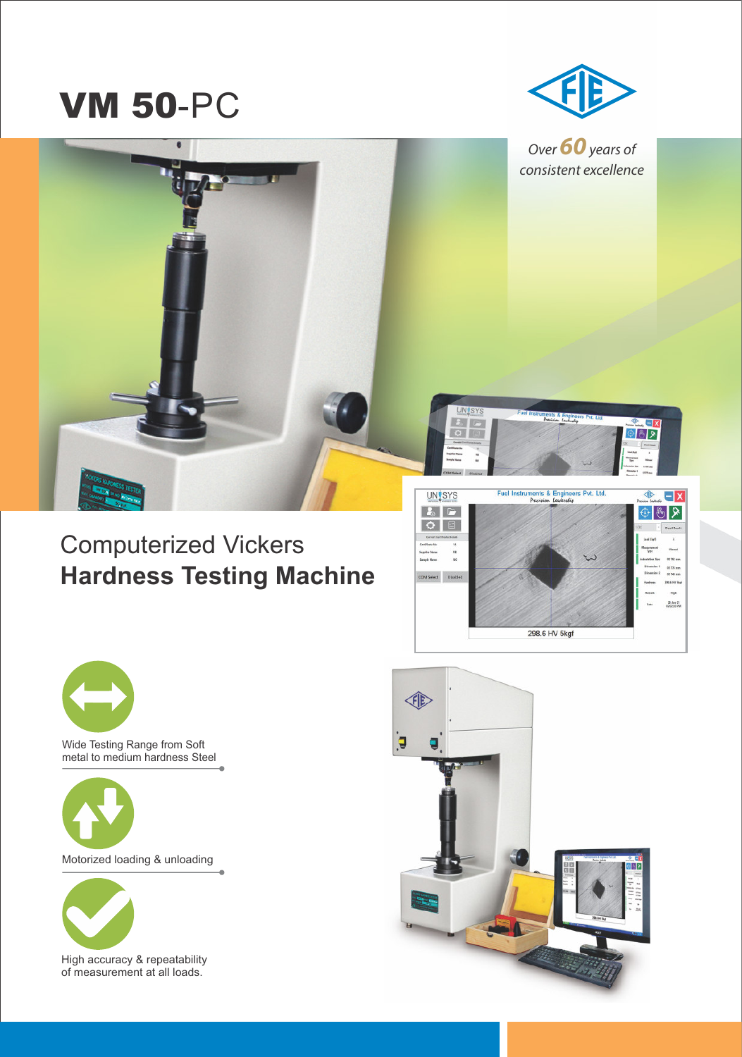# VM 50-PC

*Over 60 years of consistent excellence*

## Computerized Vickers **Hardness Testing Machine**

- Wide Testing Range from Soft metal to medium hardness Steel
- Motorized loading & unloading
- High accuracy & repeatability of measurement at all loads.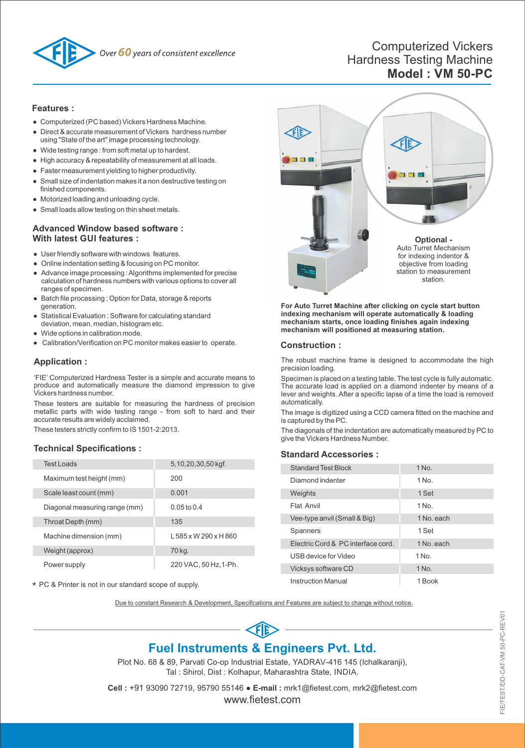Over 60 years of consistent excellence

# Computerized Vickers Hardness Testing Machine
## Model : VM 50-PC

### Features :

- Computerized (PC based) Vickers Hardness Machine.
- Direct & accurate measurement of Vickers hardness number using "State of the art" image processing technology.
- Wide testing range : from soft metal up to hardest.
- High accuracy & repeatability of measurement at all loads.
- Faster measurement yielding to higher productivity.
- Small size of indentation makes it a non destructive testing on finished components.
- Motorized loading and unloading cycle.
- Small loads allow testing on thin sheet metals.

### Advanced Window based software : With latest GUI features :

- User friendly software with windows features.
- Online indentation setting & focusing on PC monitor.
- Advance image processing : Algorithms implemented for precise calculation of hardness numbers with various options to cover all ranges of specimen.
- Batch file processing : Option for Data, storage & reports generation.
- Statistical Evaluation : Software for calculating standard deviation, mean, median, histogram etc.
- Wide options in calibration mode.
- Calibration/Verification on PC monitor makes easier to operate.

### Application :

'FIE' Computerized Hardness Tester is a simple and accurate means to produce and automatically measure the diamond impression to give Vickers hardness number.

These testers are suitable for measuring the hardness of precision metallic parts with wide testing range - from soft to hard and their accurate results are widely acclaimed.

These testers strictly confirm to IS 1501-2:2013.

### Technical Specifications :

| | |
|---|---|
| Test Loads | 5,10,20,30,50 kgf. |
| Maximum test height (mm) | 200 |
| Scale least count (mm) | 0.001 |
| Diagonal measuring range (mm) | 0.05 to 0.4 |
| Throat Depth (mm) | 135 |
| Machine dimension (mm) | L 585 x W 290 x H 860 |
| Weight (approx) | 70 kg. |
| Power supply | 220 VAC, 50 Hz, 1-Ph. |

* PC & Printer is not in our standard scope of supply.

**Optional -**
Auto Turret Mechanism for indexing indentor & objective from loading station to measurement station.

**For Auto Turret Machine after clicking on cycle start button indexing mechanism will operate automatically & loading mechanism starts, once loading finishes again indexing mechanism will positioned at measuring station.**

### Construction :

The robust machine frame is designed to accommodate the high precision loading.

Specimen is placed on a testing table. The test cycle is fully automatic. The accurate load is applied on a diamond indenter by means of a lever and weights. After a specific lapse of a time the load is removed automatically.

The image is digitized using a CCD camera fitted on the machine and is captured by the PC.

The diagonals of the indentation are automatically measured by PC to give the Vickers Hardness Number.

### Standard Accessories :

| | |
|---|---|
| Standard Test Block | 1 No. |
| Diamond indenter | 1 No. |
| Weights | 1 Set |
| Flat Anvil | 1 No. |
| Vee-type anvil (Small & Big) | 1 No. each |
| Spanners | 1 Set |
| Electric Cord & PC interface cord. | 1 No. each |
| USB device for Video | 1 No. |
| Vicksys software CD | 1 No. |
| Instruction Manual | 1 Book |

Due to constant Research & Development, Specifications and Features are subject to change without notice.

## Fuel Instruments & Engineers Pvt. Ltd.

Plot No. 68 & 89, Parvati Co-op Industrial Estate, YADRAV-416 145 (Ichalkaranji),
Tal : Shirol, Dist : Kolhapur, Maharashtra State, INDIA.

**Cell :** +91 93090 72719, 95790 55146 ● **E-mail :** mrk1@fietest.com, mrk2@fietest.com

www.fietest.com

FIE/TEST/DD-CAT-VM 50-PC-REV01